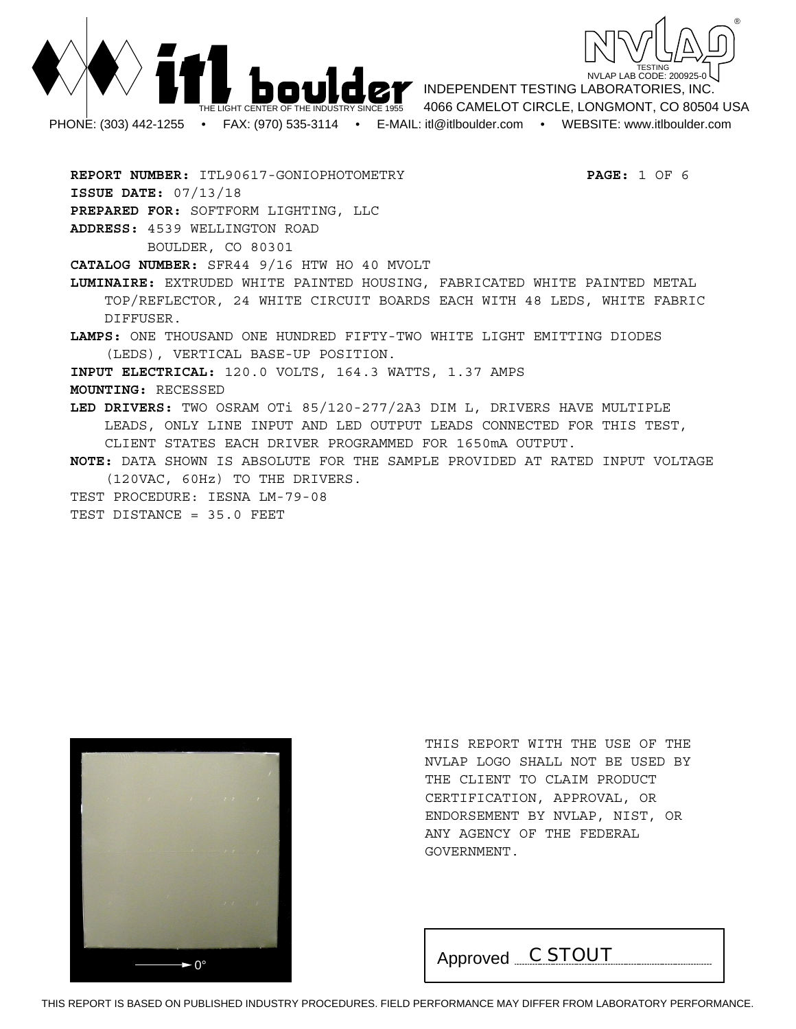**itl boulder** THE LIGHT CENTER OF THE INDUSTRY SINCE 1955

NVLAP® TESTING NVLAP LAB CODE: 200925-0

INDEPENDENT TESTING LABORATORIES, INC.
4066 CAMELOT CIRCLE, LONGMONT, CO 80504 USA

PHONE: (303) 442-1255 • FAX: (970) 535-3114 • E-MAIL: itl@itlboulder.com • WEBSITE: www.itlboulder.com

**REPORT NUMBER:** ITL90617-GONIOPHOTOMETRY **PAGE:** 1 OF 6

**ISSUE DATE:** 07/13/18

**PREPARED FOR:** SOFTFORM LIGHTING, LLC

**ADDRESS:** 4539 WELLINGTON ROAD
BOULDER, CO 80301

**CATALOG NUMBER:** SFR44 9/16 HTW HO 40 MVOLT

**LUMINAIRE:** EXTRUDED WHITE PAINTED HOUSING, FABRICATED WHITE PAINTED METAL TOP/REFLECTOR, 24 WHITE CIRCUIT BOARDS EACH WITH 48 LEDS, WHITE FABRIC DIFFUSER.

**LAMPS:** ONE THOUSAND ONE HUNDRED FIFTY-TWO WHITE LIGHT EMITTING DIODES (LEDS), VERTICAL BASE-UP POSITION.

**INPUT ELECTRICAL:** 120.0 VOLTS, 164.3 WATTS, 1.37 AMPS

**MOUNTING:** RECESSED

**LED DRIVERS:** TWO OSRAM OTi 85/120-277/2A3 DIM L, DRIVERS HAVE MULTIPLE LEADS, ONLY LINE INPUT AND LED OUTPUT LEADS CONNECTED FOR THIS TEST, CLIENT STATES EACH DRIVER PROGRAMMED FOR 1650mA OUTPUT.

**NOTE:** DATA SHOWN IS ABSOLUTE FOR THE SAMPLE PROVIDED AT RATED INPUT VOLTAGE (120VAC, 60Hz) TO THE DRIVERS.

TEST PROCEDURE: IESNA LM-79-08

TEST DISTANCE = 35.0 FEET

→ 0°

THIS REPORT WITH THE USE OF THE NVLAP LOGO SHALL NOT BE USED BY THE CLIENT TO CLAIM PRODUCT CERTIFICATION, APPROVAL, OR ENDORSEMENT BY NVLAP, NIST, OR ANY AGENCY OF THE FEDERAL GOVERNMENT.

Approved C STOUT

THIS REPORT IS BASED ON PUBLISHED INDUSTRY PROCEDURES. FIELD PERFORMANCE MAY DIFFER FROM LABORATORY PERFORMANCE.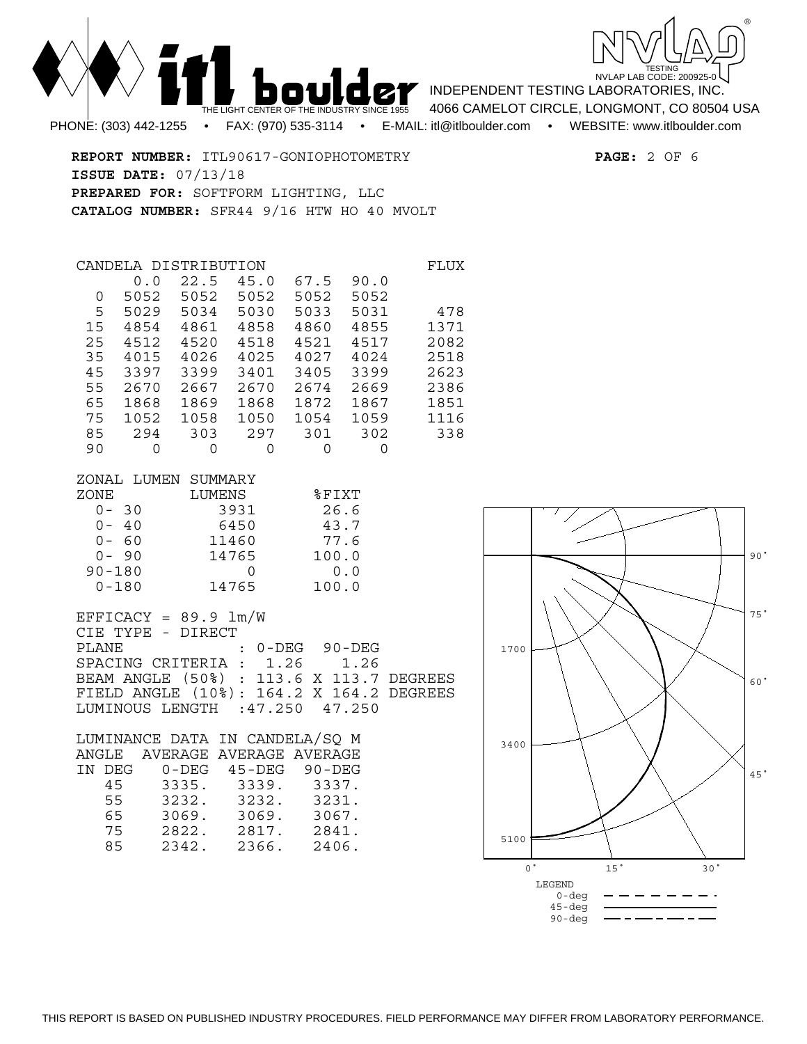INDEPENDENT TESTING LABORATORIES, INC.
4066 CAMELOT CIRCLE, LONGMONT, CO 80504 USA
PHONE: (303) 442-1255 • FAX: (970) 535-3114 • E-MAIL: itl@itlboulder.com • WEBSITE: www.itlboulder.com

**REPORT NUMBER:** ITL90617-GONIOPHOTOMETRY
**ISSUE DATE:** 07/13/18
**PREPARED FOR:** SOFTFORM LIGHTING, LLC
**CATALOG NUMBER:** SFR44 9/16 HTW HO 40 MVOLT

CANDELA DISTRIBUTION

| | 0.0 | 22.5 | 45.0 | 67.5 | 90.0 | FLUX |
|---|---|---|---|---|---|---|
| 0 | 5052 | 5052 | 5052 | 5052 | 5052 | |
| 5 | 5029 | 5034 | 5030 | 5033 | 5031 | 478 |
| 15 | 4854 | 4861 | 4858 | 4860 | 4855 | 1371 |
| 25 | 4512 | 4520 | 4518 | 4521 | 4517 | 2082 |
| 35 | 4015 | 4026 | 4025 | 4027 | 4024 | 2518 |
| 45 | 3397 | 3399 | 3401 | 3405 | 3399 | 2623 |
| 55 | 2670 | 2667 | 2670 | 2674 | 2669 | 2386 |
| 65 | 1868 | 1869 | 1868 | 1872 | 1867 | 1851 |
| 75 | 1052 | 1058 | 1050 | 1054 | 1059 | 1116 |
| 85 | 294 | 303 | 297 | 301 | 302 | 338 |
| 90 | 0 | 0 | 0 | 0 | 0 | |

ZONAL LUMEN SUMMARY

| ZONE | LUMENS | %FIXT |
|---|---|---|
| 0- 30 | 3931 | 26.6 |
| 0- 40 | 6450 | 43.7 |
| 0- 60 | 11460 | 77.6 |
| 0- 90 | 14765 | 100.0 |
| 90-180 | 0 | 0.0 |
| 0-180 | 14765 | 100.0 |

EFFICACY = 89.9 lm/W
CIE TYPE - DIRECT

| PLANE | 0-DEG | 90-DEG | |
|---|---|---|---|
| SPACING CRITERIA | 1.26 | 1.26 | |
| BEAM ANGLE (50%) | 113.6 | 113.7 | DEGREES |
| FIELD ANGLE (10%) | 164.2 | 164.2 | DEGREES |
| LUMINOUS LENGTH | 47.250 | 47.250 | |

LUMINANCE DATA IN CANDELA/SQ M

| ANGLE IN DEG | AVERAGE 0-DEG | AVERAGE 45-DEG | AVERAGE 90-DEG |
|---|---|---|---|
| 45 | 3335. | 3339. | 3337. |
| 55 | 3232. | 3232. | 3231. |
| 65 | 3069. | 3069. | 3067. |
| 75 | 2822. | 2817. | 2841. |
| 85 | 2342. | 2366. | 2406. |

LEGEND
0-deg
45-deg
90-deg

THIS REPORT IS BASED ON PUBLISHED INDUSTRY PROCEDURES. FIELD PERFORMANCE MAY DIFFER FROM LABORATORY PERFORMANCE.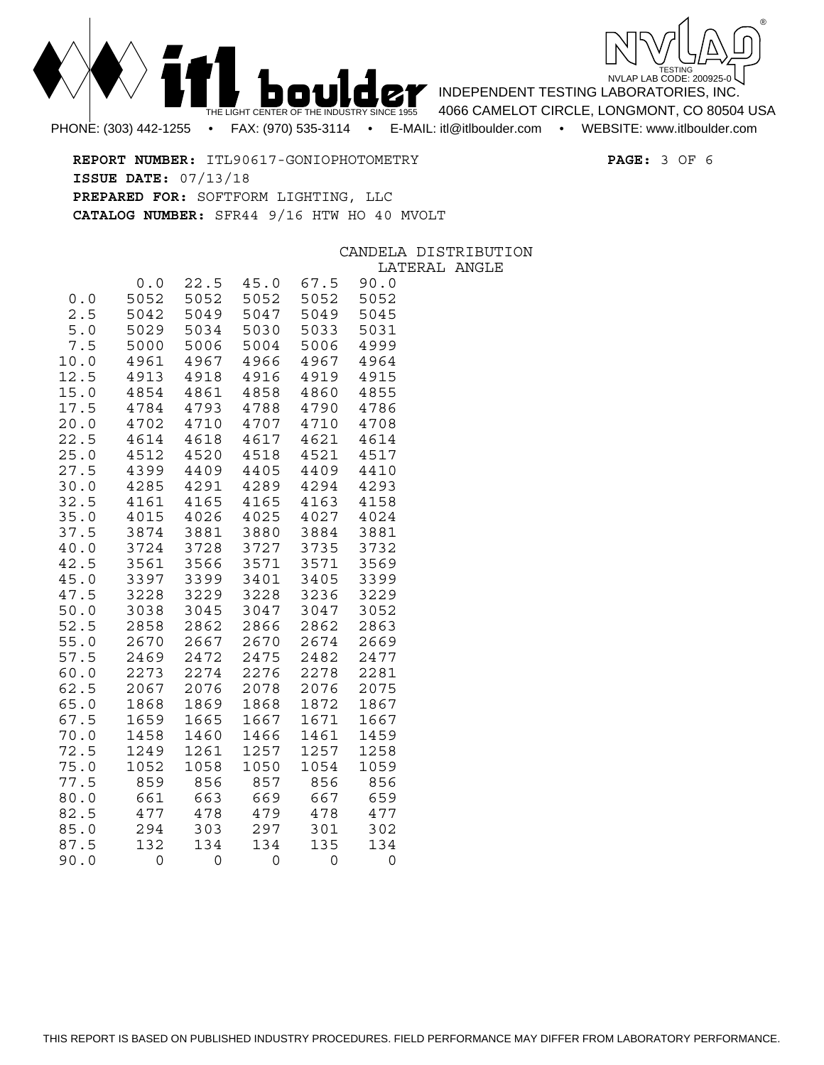**REPORT NUMBER:** ITL90617-GONIOPHOTOMETRY

**ISSUE DATE:** 07/13/18

**PREPARED FOR:** SOFTFORM LIGHTING, LLC

**CATALOG NUMBER:** SFR44 9/16 HTW HO 40 MVOLT

CANDELA DISTRIBUTION

| | LATERAL ANGLE | | | | |
|---|---|---|---|---|---|
| | 0.0 | 22.5 | 45.0 | 67.5 | 90.0 |
| 0.0 | 5052 | 5052 | 5052 | 5052 | 5052 |
| 2.5 | 5042 | 5049 | 5047 | 5049 | 5045 |
| 5.0 | 5029 | 5034 | 5030 | 5033 | 5031 |
| 7.5 | 5000 | 5006 | 5004 | 5006 | 4999 |
| 10.0 | 4961 | 4967 | 4966 | 4967 | 4964 |
| 12.5 | 4913 | 4918 | 4916 | 4919 | 4915 |
| 15.0 | 4854 | 4861 | 4858 | 4860 | 4855 |
| 17.5 | 4784 | 4793 | 4788 | 4790 | 4786 |
| 20.0 | 4702 | 4710 | 4707 | 4710 | 4708 |
| 22.5 | 4614 | 4618 | 4617 | 4621 | 4614 |
| 25.0 | 4512 | 4520 | 4518 | 4521 | 4517 |
| 27.5 | 4399 | 4409 | 4405 | 4409 | 4410 |
| 30.0 | 4285 | 4291 | 4289 | 4294 | 4293 |
| 32.5 | 4161 | 4165 | 4165 | 4163 | 4158 |
| 35.0 | 4015 | 4026 | 4025 | 4027 | 4024 |
| 37.5 | 3874 | 3881 | 3880 | 3884 | 3881 |
| 40.0 | 3724 | 3728 | 3727 | 3735 | 3732 |
| 42.5 | 3561 | 3566 | 3571 | 3571 | 3569 |
| 45.0 | 3397 | 3399 | 3401 | 3405 | 3399 |
| 47.5 | 3228 | 3229 | 3228 | 3236 | 3229 |
| 50.0 | 3038 | 3045 | 3047 | 3047 | 3052 |
| 52.5 | 2858 | 2862 | 2866 | 2862 | 2863 |
| 55.0 | 2670 | 2667 | 2670 | 2674 | 2669 |
| 57.5 | 2469 | 2472 | 2475 | 2482 | 2477 |
| 60.0 | 2273 | 2274 | 2276 | 2278 | 2281 |
| 62.5 | 2067 | 2076 | 2078 | 2076 | 2075 |
| 65.0 | 1868 | 1869 | 1868 | 1872 | 1867 |
| 67.5 | 1659 | 1665 | 1667 | 1671 | 1667 |
| 70.0 | 1458 | 1460 | 1466 | 1461 | 1459 |
| 72.5 | 1249 | 1261 | 1257 | 1257 | 1258 |
| 75.0 | 1052 | 1058 | 1050 | 1054 | 1059 |
| 77.5 | 859 | 856 | 857 | 856 | 856 |
| 80.0 | 661 | 663 | 669 | 667 | 659 |
| 82.5 | 477 | 478 | 479 | 478 | 477 |
| 85.0 | 294 | 303 | 297 | 301 | 302 |
| 87.5 | 132 | 134 | 134 | 135 | 134 |
| 90.0 | 0 | 0 | 0 | 0 | 0 |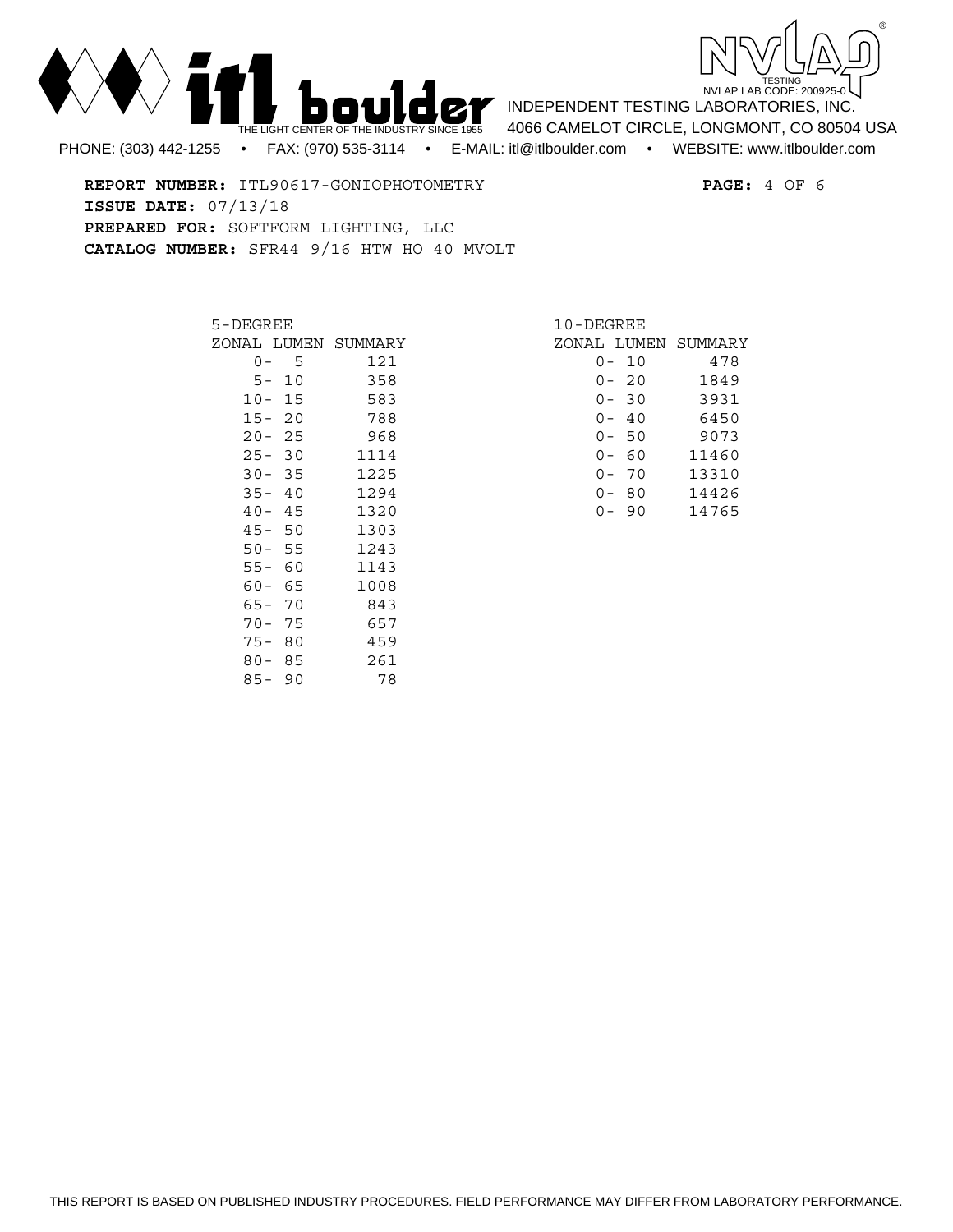INDEPENDENT TESTING LABORATORIES, INC.
4066 CAMELOT CIRCLE, LONGMONT, CO 80504 USA

PHONE: (303) 442-1255 • FAX: (970) 535-3114 • E-MAIL: itl@itlboulder.com • WEBSITE: www.itlboulder.com

NVLAP LAB CODE: 200925-0

**REPORT NUMBER:** ITL90617-GONIOPHOTOMETRY

**ISSUE DATE:** 07/13/18

**PREPARED FOR:** SOFTFORM LIGHTING, LLC

**CATALOG NUMBER:** SFR44 9/16 HTW HO 40 MVOLT

**5-DEGREE ZONAL LUMEN SUMMARY**

| Zone | Lumens |
|---|---|
| 0- 5 | 121 |
| 5- 10 | 358 |
| 10- 15 | 583 |
| 15- 20 | 788 |
| 20- 25 | 968 |
| 25- 30 | 1114 |
| 30- 35 | 1225 |
| 35- 40 | 1294 |
| 40- 45 | 1320 |
| 45- 50 | 1303 |
| 50- 55 | 1243 |
| 55- 60 | 1143 |
| 60- 65 | 1008 |
| 65- 70 | 843 |
| 70- 75 | 657 |
| 75- 80 | 459 |
| 80- 85 | 261 |
| 85- 90 | 78 |

**10-DEGREE ZONAL LUMEN SUMMARY**

| Zone | Lumens |
|---|---|
| 0- 10 | 478 |
| 0- 20 | 1849 |
| 0- 30 | 3931 |
| 0- 40 | 6450 |
| 0- 50 | 9073 |
| 0- 60 | 11460 |
| 0- 70 | 13310 |
| 0- 80 | 14426 |
| 0- 90 | 14765 |

THIS REPORT IS BASED ON PUBLISHED INDUSTRY PROCEDURES. FIELD PERFORMANCE MAY DIFFER FROM LABORATORY PERFORMANCE.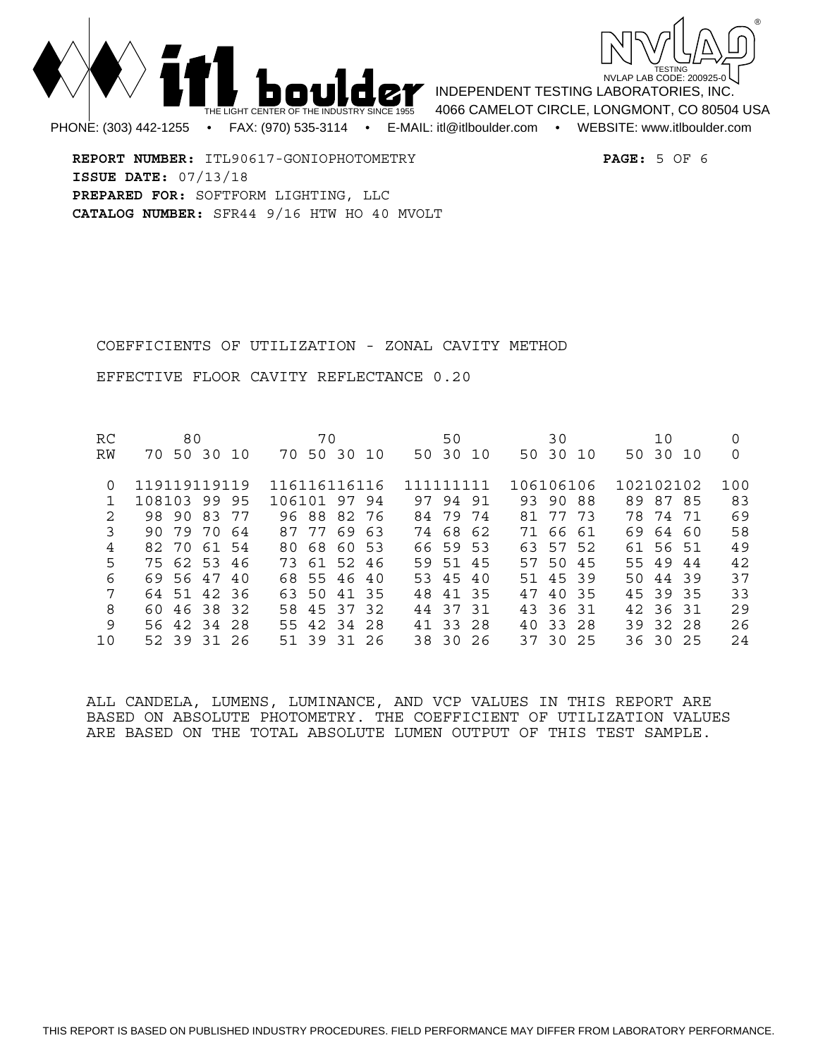**REPORT NUMBER:** ITL90617-GONIOPHOTOMETRY

**ISSUE DATE:** 07/13/18

**PREPARED FOR:** SOFTFORM LIGHTING, LLC

**CATALOG NUMBER:** SFR44 9/16 HTW HO 40 MVOLT

COEFFICIENTS OF UTILIZATION - ZONAL CAVITY METHOD

EFFECTIVE FLOOR CAVITY REFLECTANCE 0.20

| RC | 80 | | | | 70 | | | | 50 | | | 30 | | | 10 | | | 0 |
|---|---|---|---|---|---|---|---|---|---|---|---|---|---|---|---|---|---|---|
| RW | 70 | 50 | 30 | 10 | 70 | 50 | 30 | 10 | 50 | 30 | 10 | 50 | 30 | 10 | 50 | 30 | 10 | 0 |
| 0 | 119 | 119 | 119 | 119 | 116 | 116 | 116 | 116 | 111 | 111 | 111 | 106 | 106 | 106 | 102 | 102 | 102 | 100 |
| 1 | 108 | 103 | 99 | 95 | 106 | 101 | 97 | 94 | 97 | 94 | 91 | 93 | 90 | 88 | 89 | 87 | 85 | 83 |
| 2 | 98 | 90 | 83 | 77 | 96 | 88 | 82 | 76 | 84 | 79 | 74 | 81 | 77 | 73 | 78 | 74 | 71 | 69 |
| 3 | 90 | 79 | 70 | 64 | 87 | 77 | 69 | 63 | 74 | 68 | 62 | 71 | 66 | 61 | 69 | 64 | 60 | 58 |
| 4 | 82 | 70 | 61 | 54 | 80 | 68 | 60 | 53 | 66 | 59 | 53 | 63 | 57 | 52 | 61 | 56 | 51 | 49 |
| 5 | 75 | 62 | 53 | 46 | 73 | 61 | 52 | 46 | 59 | 51 | 45 | 57 | 50 | 45 | 55 | 49 | 44 | 42 |
| 6 | 69 | 56 | 47 | 40 | 68 | 55 | 46 | 40 | 53 | 45 | 40 | 51 | 45 | 39 | 50 | 44 | 39 | 37 |
| 7 | 64 | 51 | 42 | 36 | 63 | 50 | 41 | 35 | 48 | 41 | 35 | 47 | 40 | 35 | 45 | 39 | 35 | 33 |
| 8 | 60 | 46 | 38 | 32 | 58 | 45 | 37 | 32 | 44 | 37 | 31 | 43 | 36 | 31 | 42 | 36 | 31 | 29 |
| 9 | 56 | 42 | 34 | 28 | 55 | 42 | 34 | 28 | 41 | 33 | 28 | 40 | 33 | 28 | 39 | 32 | 28 | 26 |
| 10 | 52 | 39 | 31 | 26 | 51 | 39 | 31 | 26 | 38 | 30 | 26 | 37 | 30 | 25 | 36 | 30 | 25 | 24 |

ALL CANDELA, LUMENS, LUMINANCE, AND VCP VALUES IN THIS REPORT ARE BASED ON ABSOLUTE PHOTOMETRY. THE COEFFICIENT OF UTILIZATION VALUES ARE BASED ON THE TOTAL ABSOLUTE LUMEN OUTPUT OF THIS TEST SAMPLE.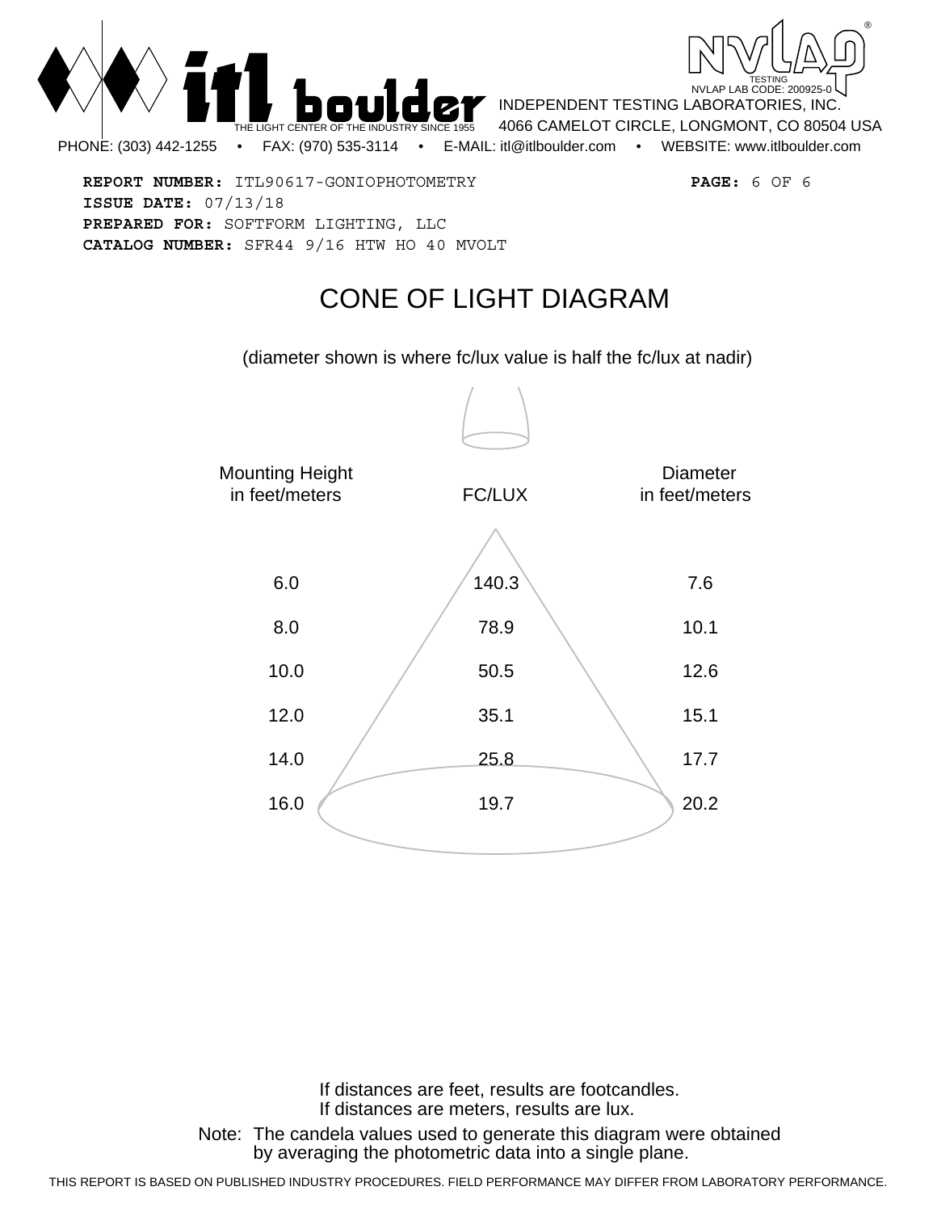**REPORT NUMBER:** ITL90617-GONIOPHOTOMETRY
**ISSUE DATE:** 07/13/18
**PREPARED FOR:** SOFTFORM LIGHTING, LLC
**CATALOG NUMBER:** SFR44 9/16 HTW HO 40 MVOLT

# CONE OF LIGHT DIAGRAM

(diameter shown is where fc/lux value is half the fc/lux at nadir)

| Mounting Height in feet/meters | FC/LUX | Diameter in feet/meters |
|---|---|---|
| 6.0 | 140.3 | 7.6 |
| 8.0 | 78.9 | 10.1 |
| 10.0 | 50.5 | 12.6 |
| 12.0 | 35.1 | 15.1 |
| 14.0 | 25.8 | 17.7 |
| 16.0 | 19.7 | 20.2 |

If distances are feet, results are footcandles.
If distances are meters, results are lux.

Note: The candela values used to generate this diagram were obtained by averaging the photometric data into a single plane.